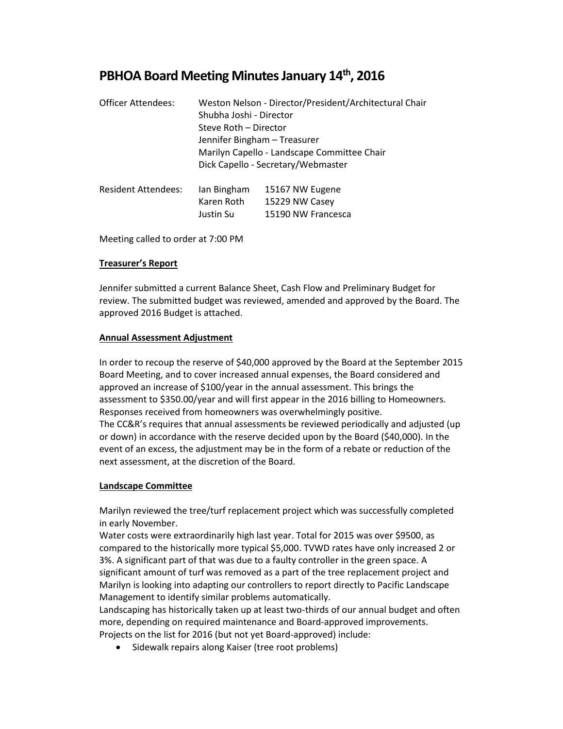# PBHOA Board Meeting Minutes January 14th, 2016

| Officer Attendees: | Weston Nelson - Director/President/Architectural Chair |
|---|---|
| | Shubha Joshi - Director |
| | Steve Roth – Director |
| | Jennifer Bingham – Treasurer |
| | Marilyn Capello - Landscape Committee Chair |
| | Dick Capello - Secretary/Webmaster |

| Resident Attendees: | Ian Bingham | 15167 NW Eugene |
|---|---|---|
| | Karen Roth | 15229 NW Casey |
| | Justin Su | 15190 NW Francesca |

Meeting called to order at 7:00 PM

**Treasurer's Report**

Jennifer submitted a current Balance Sheet, Cash Flow and Preliminary Budget for review. The submitted budget was reviewed, amended and approved by the Board. The approved 2016 Budget is attached.

**Annual Assessment Adjustment**

In order to recoup the reserve of $40,000 approved by the Board at the September 2015 Board Meeting, and to cover increased annual expenses, the Board considered and approved an increase of $100/year in the annual assessment. This brings the assessment to $350.00/year and will first appear in the 2016 billing to Homeowners. Responses received from homeowners was overwhelmingly positive.

The CC&R's requires that annual assessments be reviewed periodically and adjusted (up or down) in accordance with the reserve decided upon by the Board ($40,000). In the event of an excess, the adjustment may be in the form of a rebate or reduction of the next assessment, at the discretion of the Board.

**Landscape Committee**

Marilyn reviewed the tree/turf replacement project which was successfully completed in early November.

Water costs were extraordinarily high last year. Total for 2015 was over $9500, as compared to the historically more typical $5,000. TVWD rates have only increased 2 or 3%. A significant part of that was due to a faulty controller in the green space. A significant amount of turf was removed as a part of the tree replacement project and Marilyn is looking into adapting our controllers to report directly to Pacific Landscape Management to identify similar problems automatically.

Landscaping has historically taken up at least two-thirds of our annual budget and often more, depending on required maintenance and Board-approved improvements. Projects on the list for 2016 (but not yet Board-approved) include:

- Sidewalk repairs along Kaiser (tree root problems)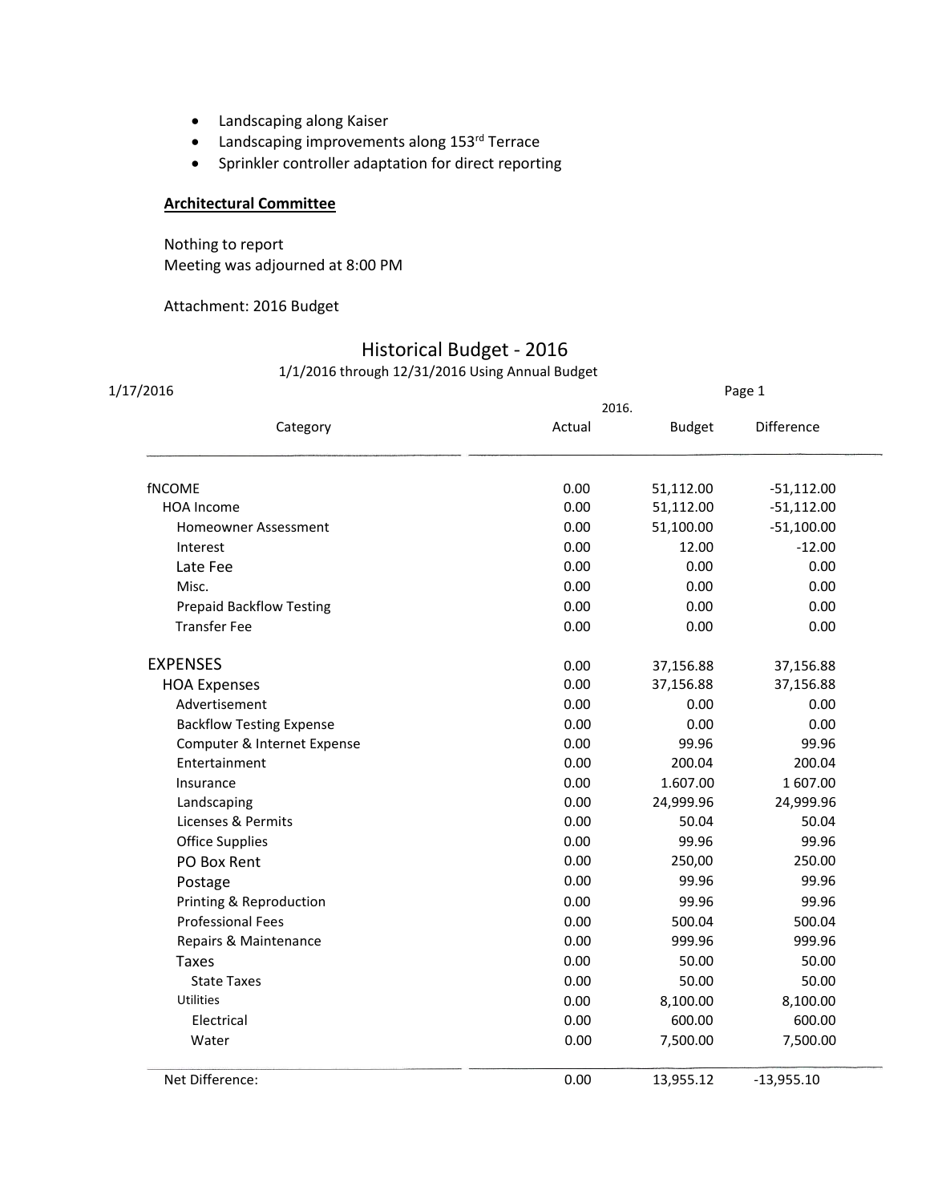- Landscaping along Kaiser
- Landscaping improvements along 153rd Terrace
- Sprinkler controller adaptation for direct reporting

**Architectural Committee**

Nothing to report
Meeting was adjourned at 8:00 PM

Attachment: 2016 Budget

# Historical Budget - 2016

1/1/2016 through 12/31/2016 Using Annual Budget

1/17/2016

| Category | 2016. Actual | Budget | Difference |
|---|---|---|---|
| fNCOME | 0.00 | 51,112.00 | -51,112.00 |
| HOA Income | 0.00 | 51,112.00 | -51,112.00 |
| Homeowner Assessment | 0.00 | 51,100.00 | -51,100.00 |
| Interest | 0.00 | 12.00 | -12.00 |
| Late Fee | 0.00 | 0.00 | 0.00 |
| Misc. | 0.00 | 0.00 | 0.00 |
| Prepaid Backflow Testing | 0.00 | 0.00 | 0.00 |
| Transfer Fee | 0.00 | 0.00 | 0.00 |
| EXPENSES | 0.00 | 37,156.88 | 37,156.88 |
| HOA Expenses | 0.00 | 37,156.88 | 37,156.88 |
| Advertisement | 0.00 | 0.00 | 0.00 |
| Backflow Testing Expense | 0.00 | 0.00 | 0.00 |
| Computer & Internet Expense | 0.00 | 99.96 | 99.96 |
| Entertainment | 0.00 | 200.04 | 200.04 |
| Insurance | 0.00 | 1.607.00 | 1 607.00 |
| Landscaping | 0.00 | 24,999.96 | 24,999.96 |
| Licenses & Permits | 0.00 | 50.04 | 50.04 |
| Office Supplies | 0.00 | 99.96 | 99.96 |
| PO Box Rent | 0.00 | 250,00 | 250.00 |
| Postage | 0.00 | 99.96 | 99.96 |
| Printing & Reproduction | 0.00 | 99.96 | 99.96 |
| Professional Fees | 0.00 | 500.04 | 500.04 |
| Repairs & Maintenance | 0.00 | 999.96 | 999.96 |
| Taxes | 0.00 | 50.00 | 50.00 |
| State Taxes | 0.00 | 50.00 | 50.00 |
| Utilities | 0.00 | 8,100.00 | 8,100.00 |
| Electrical | 0.00 | 600.00 | 600.00 |
| Water | 0.00 | 7,500.00 | 7,500.00 |
| Net Difference: | 0.00 | 13,955.12 | -13,955.10 |